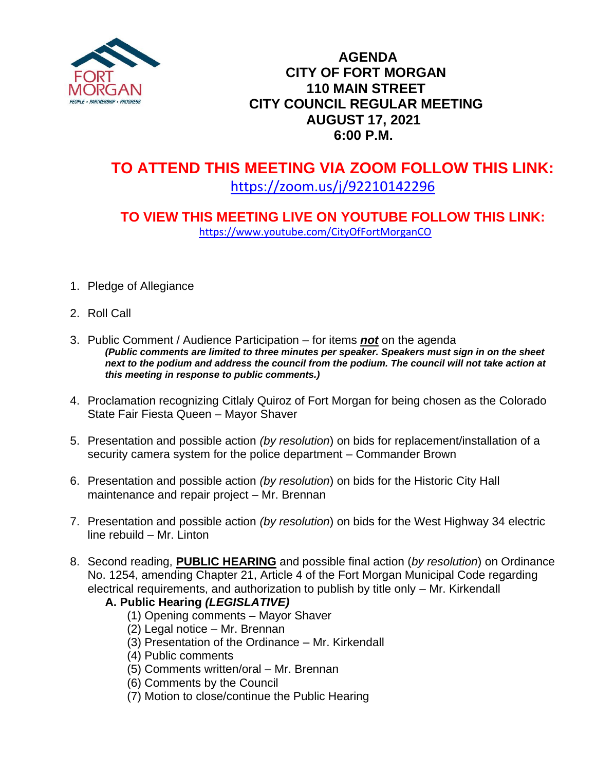# AGENDA
# CITY OF FORT MORGAN
# 110 MAIN STREET
# CITY COUNCIL REGULAR MEETING
# AUGUST 17, 2021
# 6:00 P.M.

## TO ATTEND THIS MEETING VIA ZOOM FOLLOW THIS LINK:

https://zoom.us/j/92210142296

### TO VIEW THIS MEETING LIVE ON YOUTUBE FOLLOW THIS LINK:

https://www.youtube.com/CityOfFortMorganCO

1. Pledge of Allegiance

2. Roll Call

3. Public Comment / Audience Participation – for items ***not*** on the agenda
   ***(Public comments are limited to three minutes per speaker. Speakers must sign in on the sheet next to the podium and address the council from the podium. The council will not take action at this meeting in response to public comments.)***

4. Proclamation recognizing Citlaly Quiroz of Fort Morgan for being chosen as the Colorado State Fair Fiesta Queen – Mayor Shaver

5. Presentation and possible action *(by resolution*) on bids for replacement/installation of a security camera system for the police department – Commander Brown

6. Presentation and possible action *(by resolution*) on bids for the Historic City Hall maintenance and repair project – Mr. Brennan

7. Presentation and possible action *(by resolution*) on bids for the West Highway 34 electric line rebuild – Mr. Linton

8. Second reading, **PUBLIC HEARING** and possible final action (*by resolution*) on Ordinance No. 1254, amending Chapter 21, Article 4 of the Fort Morgan Municipal Code regarding electrical requirements, and authorization to publish by title only – Mr. Kirkendall

   **A. Public Hearing *(LEGISLATIVE)***
   - (1) Opening comments – Mayor Shaver
   - (2) Legal notice – Mr. Brennan
   - (3) Presentation of the Ordinance – Mr. Kirkendall
   - (4) Public comments
   - (5) Comments written/oral – Mr. Brennan
   - (6) Comments by the Council
   - (7) Motion to close/continue the Public Hearing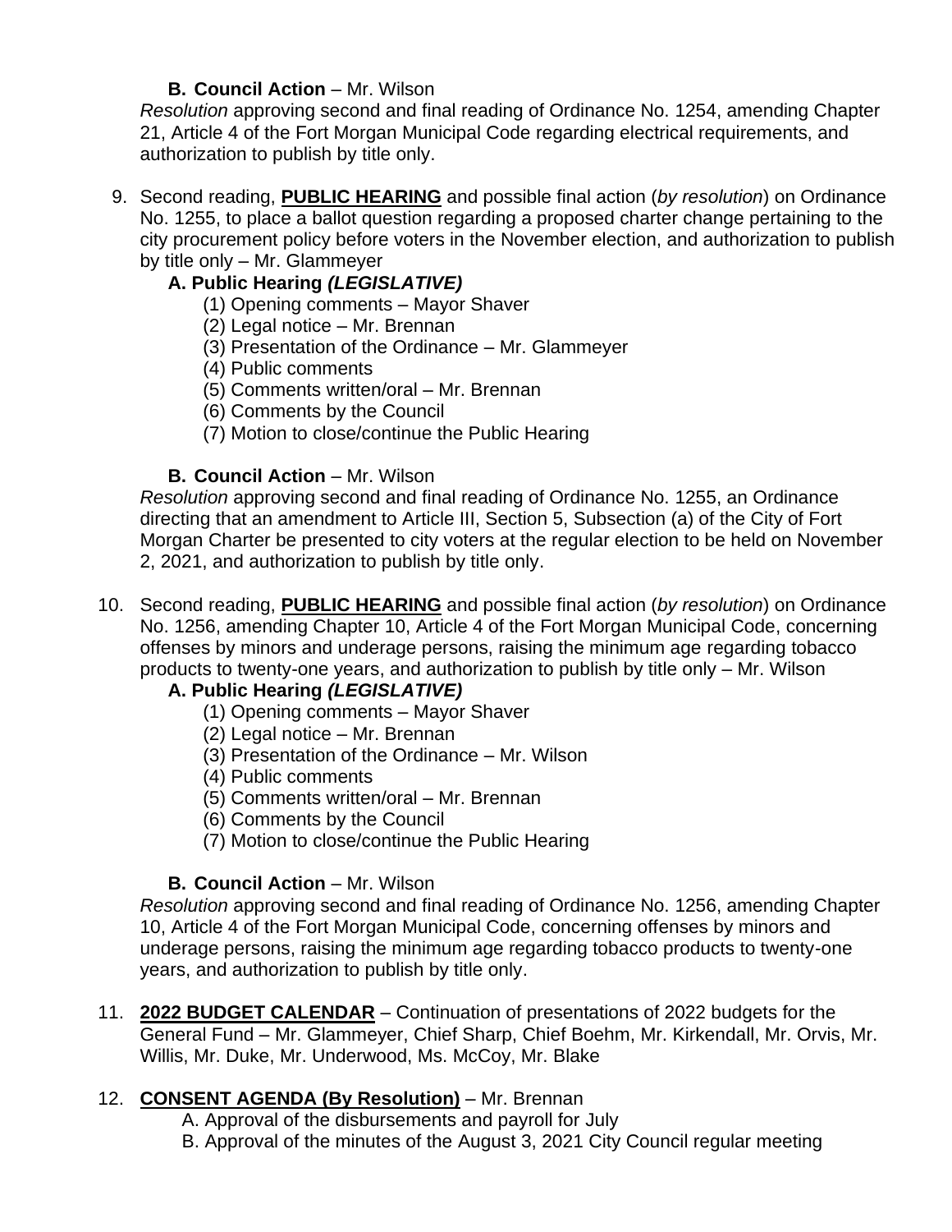**B. Council Action** – Mr. Wilson

*Resolution* approving second and final reading of Ordinance No. 1254, amending Chapter 21, Article 4 of the Fort Morgan Municipal Code regarding electrical requirements, and authorization to publish by title only.

9. Second reading, **PUBLIC HEARING** and possible final action (*by resolution*) on Ordinance No. 1255, to place a ballot question regarding a proposed charter change pertaining to the city procurement policy before voters in the November election, and authorization to publish by title only – Mr. Glammeyer

   **A. Public Hearing *(LEGISLATIVE)***

   (1) Opening comments – Mayor Shaver
   (2) Legal notice – Mr. Brennan
   (3) Presentation of the Ordinance – Mr. Glammeyer
   (4) Public comments
   (5) Comments written/oral – Mr. Brennan
   (6) Comments by the Council
   (7) Motion to close/continue the Public Hearing

   **B. Council Action** – Mr. Wilson

   *Resolution* approving second and final reading of Ordinance No. 1255, an Ordinance directing that an amendment to Article III, Section 5, Subsection (a) of the City of Fort Morgan Charter be presented to city voters at the regular election to be held on November 2, 2021, and authorization to publish by title only.

10. Second reading, **PUBLIC HEARING** and possible final action (*by resolution*) on Ordinance No. 1256, amending Chapter 10, Article 4 of the Fort Morgan Municipal Code, concerning offenses by minors and underage persons, raising the minimum age regarding tobacco products to twenty-one years, and authorization to publish by title only – Mr. Wilson

    **A. Public Hearing *(LEGISLATIVE)***

    (1) Opening comments – Mayor Shaver
    (2) Legal notice – Mr. Brennan
    (3) Presentation of the Ordinance – Mr. Wilson
    (4) Public comments
    (5) Comments written/oral – Mr. Brennan
    (6) Comments by the Council
    (7) Motion to close/continue the Public Hearing

    **B. Council Action** – Mr. Wilson

    *Resolution* approving second and final reading of Ordinance No. 1256, amending Chapter 10, Article 4 of the Fort Morgan Municipal Code, concerning offenses by minors and underage persons, raising the minimum age regarding tobacco products to twenty-one years, and authorization to publish by title only.

11. **2022 BUDGET CALENDAR** – Continuation of presentations of 2022 budgets for the General Fund – Mr. Glammeyer, Chief Sharp, Chief Boehm, Mr. Kirkendall, Mr. Orvis, Mr. Willis, Mr. Duke, Mr. Underwood, Ms. McCoy, Mr. Blake

12. **CONSENT AGENDA (By Resolution)** – Mr. Brennan

    A. Approval of the disbursements and payroll for July
    B. Approval of the minutes of the August 3, 2021 City Council regular meeting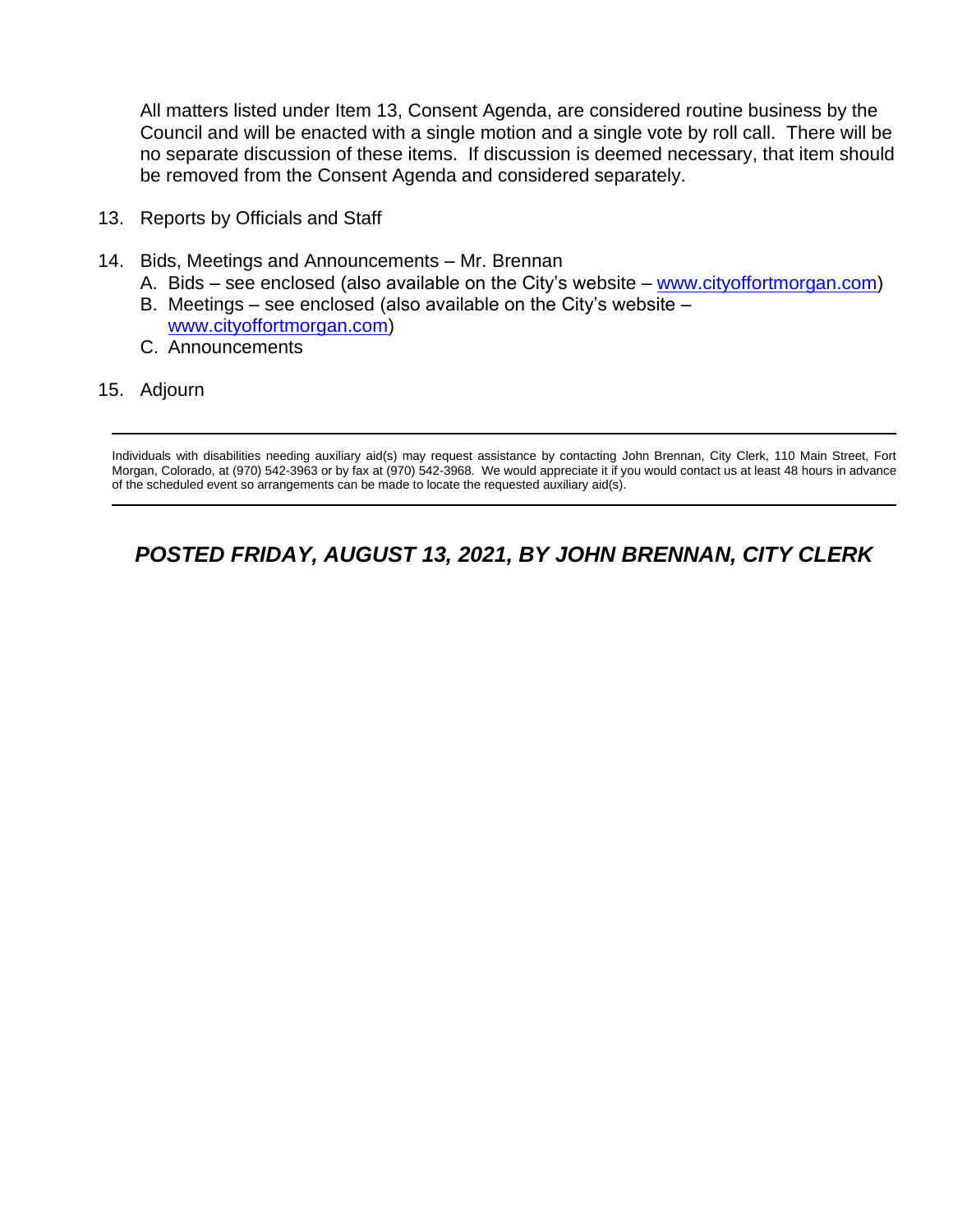All matters listed under Item 13, Consent Agenda, are considered routine business by the Council and will be enacted with a single motion and a single vote by roll call. There will be no separate discussion of these items. If discussion is deemed necessary, that item should be removed from the Consent Agenda and considered separately.

13. Reports by Officials and Staff

14. Bids, Meetings and Announcements – Mr. Brennan
    A. Bids – see enclosed (also available on the City's website – www.cityoffortmorgan.com)
    B. Meetings – see enclosed (also available on the City's website – www.cityoffortmorgan.com)
    C. Announcements

15. Adjourn

---

Individuals with disabilities needing auxiliary aid(s) may request assistance by contacting John Brennan, City Clerk, 110 Main Street, Fort Morgan, Colorado, at (970) 542-3963 or by fax at (970) 542-3968. We would appreciate it if you would contact us at least 48 hours in advance of the scheduled event so arrangements can be made to locate the requested auxiliary aid(s).

---

***POSTED FRIDAY, AUGUST 13, 2021, BY JOHN BRENNAN, CITY CLERK***